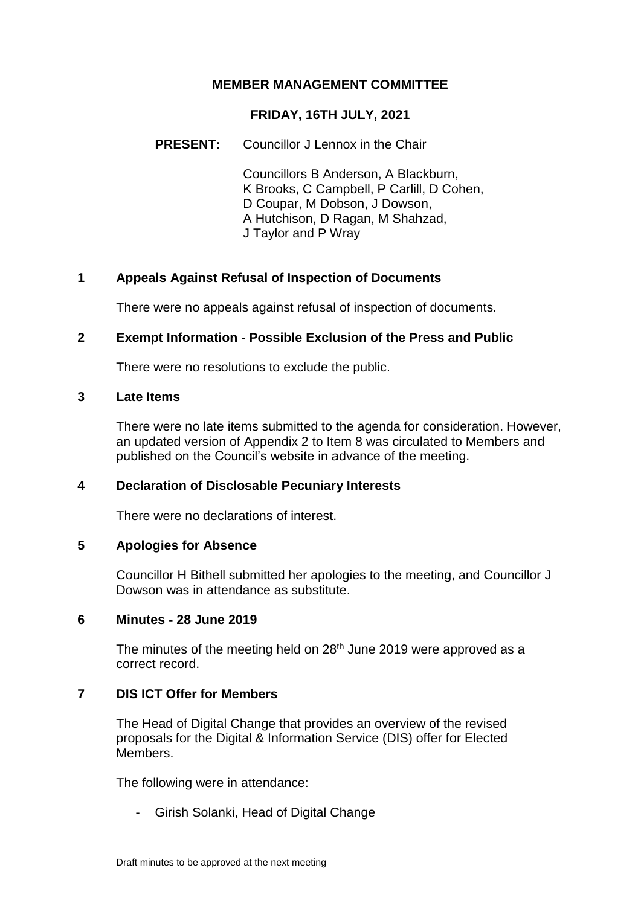# MEMBER MANAGEMENT COMMITTEE

## FRIDAY, 16TH JULY, 2021

**PRESENT:** Councillor J Lennox in the Chair

Councillors B Anderson, A Blackburn, K Brooks, C Campbell, P Carlill, D Cohen, D Coupar, M Dobson, J Dowson, A Hutchison, D Ragan, M Shahzad, J Taylor and P Wray

### 1 Appeals Against Refusal of Inspection of Documents

There were no appeals against refusal of inspection of documents.

### 2 Exempt Information - Possible Exclusion of the Press and Public

There were no resolutions to exclude the public.

### 3 Late Items

There were no late items submitted to the agenda for consideration. However, an updated version of Appendix 2 to Item 8 was circulated to Members and published on the Council's website in advance of the meeting.

### 4 Declaration of Disclosable Pecuniary Interests

There were no declarations of interest.

### 5 Apologies for Absence

Councillor H Bithell submitted her apologies to the meeting, and Councillor J Dowson was in attendance as substitute.

### 6 Minutes - 28 June 2019

The minutes of the meeting held on 28th June 2019 were approved as a correct record.

### 7 DIS ICT Offer for Members

The Head of Digital Change that provides an overview of the revised proposals for the Digital & Information Service (DIS) offer for Elected Members.

The following were in attendance:

- Girish Solanki, Head of Digital Change

Draft minutes to be approved at the next meeting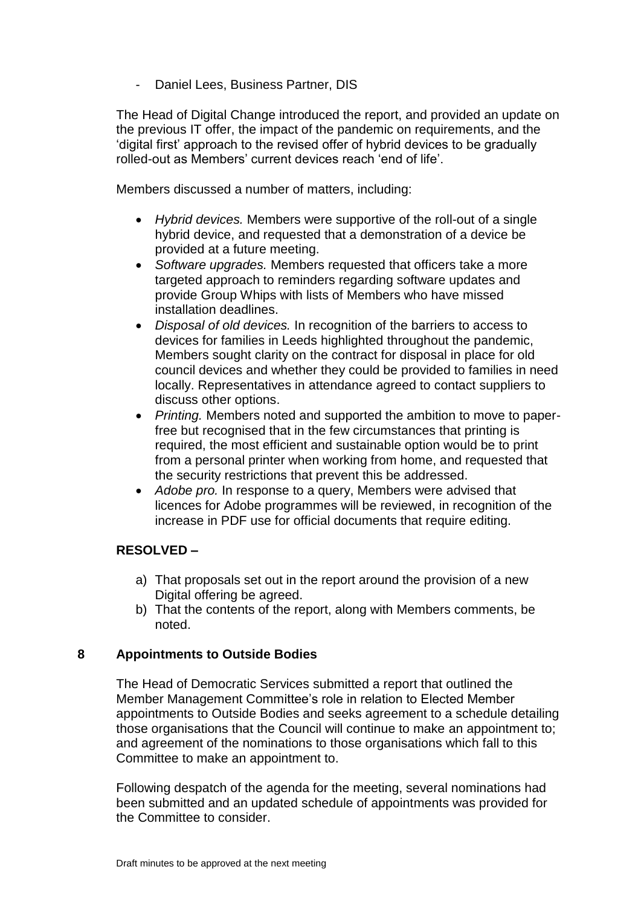- Daniel Lees, Business Partner, DIS

The Head of Digital Change introduced the report, and provided an update on the previous IT offer, the impact of the pandemic on requirements, and the 'digital first' approach to the revised offer of hybrid devices to be gradually rolled-out as Members' current devices reach 'end of life'.

Members discussed a number of matters, including:

- *Hybrid devices.* Members were supportive of the roll-out of a single hybrid device, and requested that a demonstration of a device be provided at a future meeting.
- *Software upgrades.* Members requested that officers take a more targeted approach to reminders regarding software updates and provide Group Whips with lists of Members who have missed installation deadlines.
- *Disposal of old devices.* In recognition of the barriers to access to devices for families in Leeds highlighted throughout the pandemic, Members sought clarity on the contract for disposal in place for old council devices and whether they could be provided to families in need locally. Representatives in attendance agreed to contact suppliers to discuss other options.
- *Printing.* Members noted and supported the ambition to move to paper-free but recognised that in the few circumstances that printing is required, the most efficient and sustainable option would be to print from a personal printer when working from home, and requested that the security restrictions that prevent this be addressed.
- *Adobe pro.* In response to a query, Members were advised that licences for Adobe programmes will be reviewed, in recognition of the increase in PDF use for official documents that require editing.

**RESOLVED –**

a) That proposals set out in the report around the provision of a new Digital offering be agreed.
b) That the contents of the report, along with Members comments, be noted.

## 8 Appointments to Outside Bodies

The Head of Democratic Services submitted a report that outlined the Member Management Committee's role in relation to Elected Member appointments to Outside Bodies and seeks agreement to a schedule detailing those organisations that the Council will continue to make an appointment to; and agreement of the nominations to those organisations which fall to this Committee to make an appointment to.

Following despatch of the agenda for the meeting, several nominations had been submitted and an updated schedule of appointments was provided for the Committee to consider.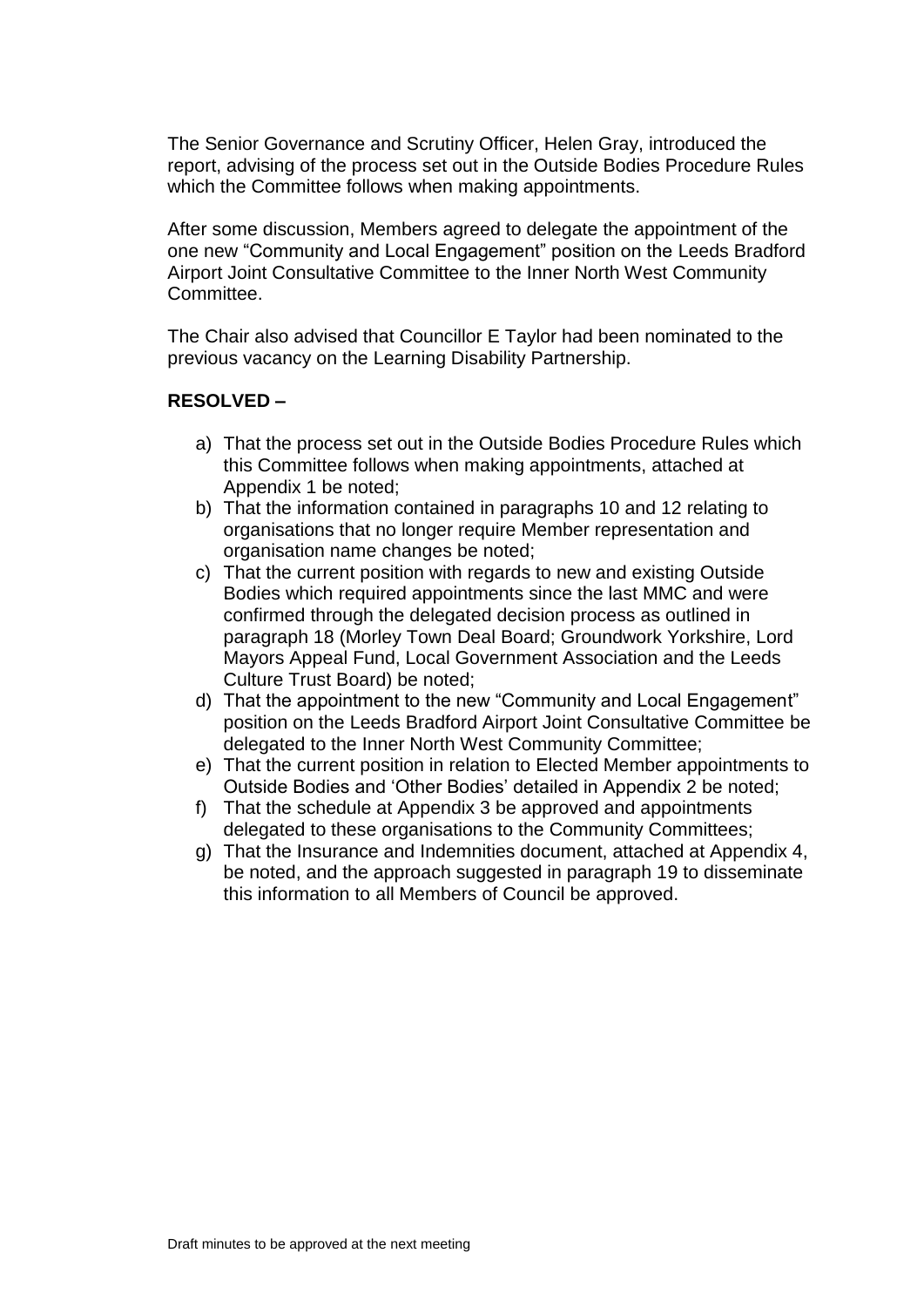The Senior Governance and Scrutiny Officer, Helen Gray, introduced the report, advising of the process set out in the Outside Bodies Procedure Rules which the Committee follows when making appointments.

After some discussion, Members agreed to delegate the appointment of the one new "Community and Local Engagement" position on the Leeds Bradford Airport Joint Consultative Committee to the Inner North West Community Committee.

The Chair also advised that Councillor E Taylor had been nominated to the previous vacancy on the Learning Disability Partnership.

**RESOLVED –**

a) That the process set out in the Outside Bodies Procedure Rules which this Committee follows when making appointments, attached at Appendix 1 be noted;
b) That the information contained in paragraphs 10 and 12 relating to organisations that no longer require Member representation and organisation name changes be noted;
c) That the current position with regards to new and existing Outside Bodies which required appointments since the last MMC and were confirmed through the delegated decision process as outlined in paragraph 18 (Morley Town Deal Board; Groundwork Yorkshire, Lord Mayors Appeal Fund, Local Government Association and the Leeds Culture Trust Board) be noted;
d) That the appointment to the new "Community and Local Engagement" position on the Leeds Bradford Airport Joint Consultative Committee be delegated to the Inner North West Community Committee;
e) That the current position in relation to Elected Member appointments to Outside Bodies and 'Other Bodies' detailed in Appendix 2 be noted;
f) That the schedule at Appendix 3 be approved and appointments delegated to these organisations to the Community Committees;
g) That the Insurance and Indemnities document, attached at Appendix 4, be noted, and the approach suggested in paragraph 19 to disseminate this information to all Members of Council be approved.

Draft minutes to be approved at the next meeting